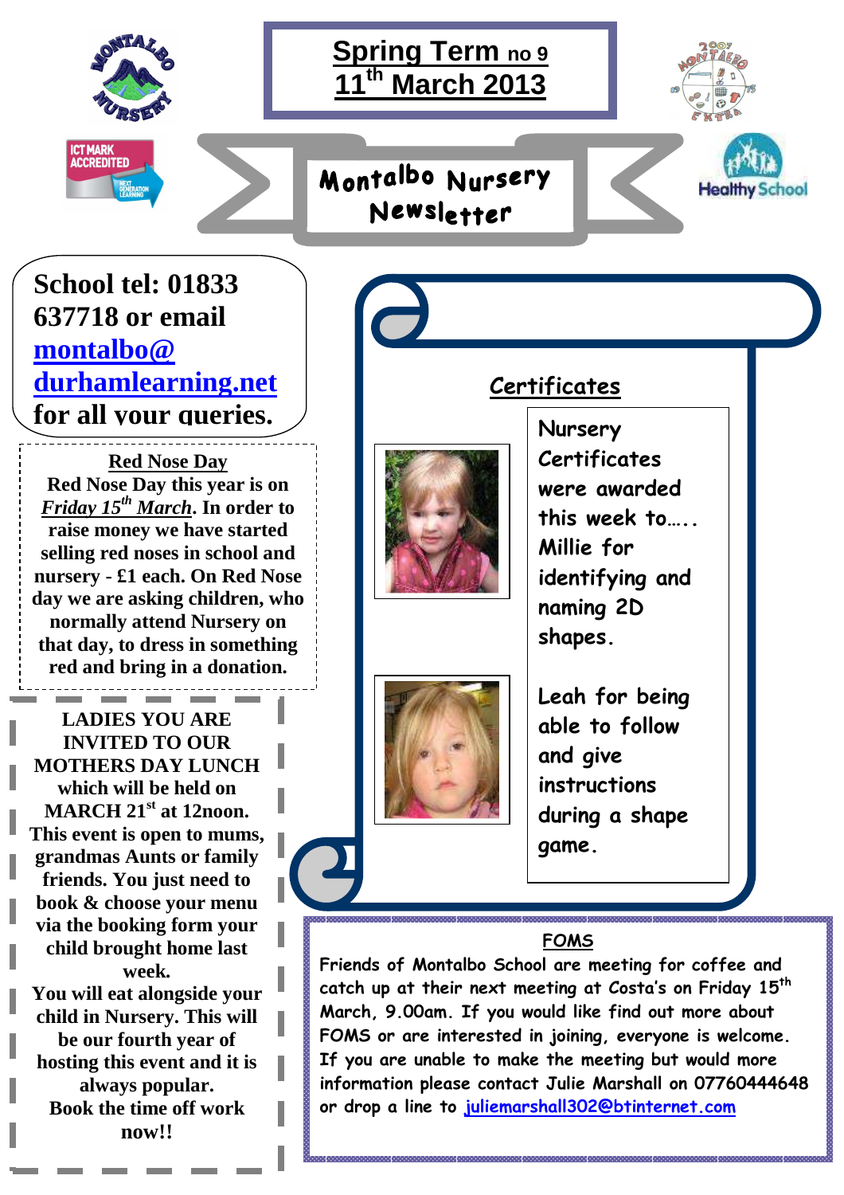# Spring Term no 9
## 11th March 2013

## Montalbo Nursery Newsletter

**School tel: 01833 637718 or email [montalbo@durhamlearning.net](mailto:montalbo@durhamlearning.net) for all your queries.**

### Red Nose Day

**Red Nose Day this year is on *Friday 15th March*. In order to raise money we have started selling red noses in school and nursery - £1 each. On Red Nose day we are asking children, who normally attend Nursery on that day, to dress in something red and bring in a donation.**

**LADIES YOU ARE INVITED TO OUR MOTHERS DAY LUNCH which will be held on MARCH 21st at 12noon. This event is open to mums, grandmas Aunts or family friends. You just need to book & choose your menu via the booking form your child brought home last week. You will eat alongside your child in Nursery. This will be our fourth year of hosting this event and it is always popular. Book the time off work now!!**

### Certificates

Nursery Certificates were awarded this week to….. Millie for identifying and naming 2D shapes.

Leah for being able to follow and give instructions during a shape game.

### FOMS

Friends of Montalbo School are meeting for coffee and catch up at their next meeting at Costa's on Friday 15th March, 9.00am. If you would like find out more about FOMS or are interested in joining, everyone is welcome. If you are unable to make the meeting but would more information please contact Julie Marshall on 07760444648 or drop a line to [juliemarshall302@btinternet.com](mailto:juliemarshall302@btinternet.com)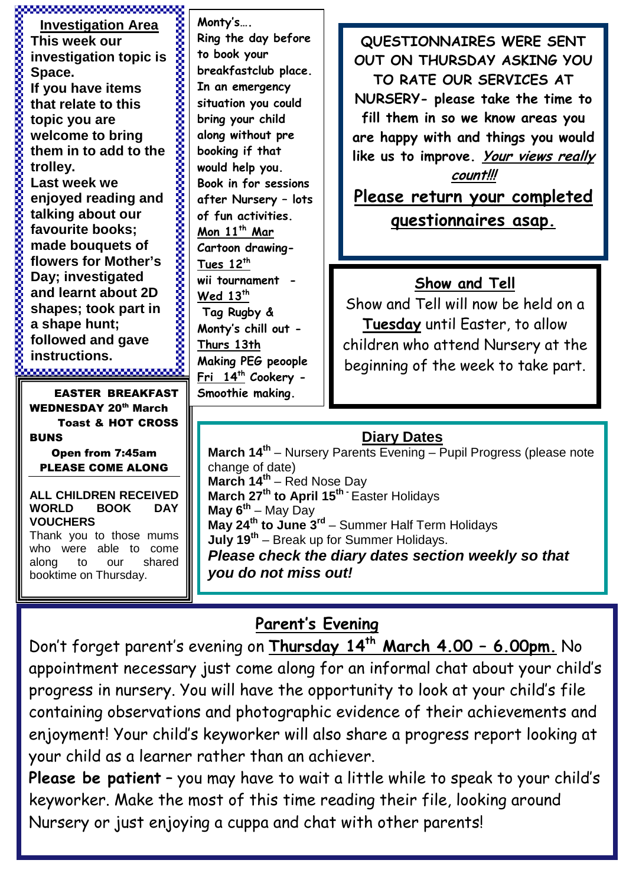## Investigation Area

**This week our investigation topic is Space.**
**If you have items that relate to this topic you are welcome to bring them in to add to the trolley.**
**Last week we enjoyed reading and talking about our favourite books; made bouquets of flowers for Mother's Day; investigated and learnt about 2D shapes; took part in a shape hunt; followed and gave instructions.**

**EASTER BREAKFAST**
**WEDNESDAY 20th March**
**Toast & HOT CROSS BUNS**
**Open from 7:45am**
**PLEASE COME ALONG**

**ALL CHILDREN RECEIVED WORLD BOOK DAY VOUCHERS**
Thank you to those mums who were able to come along to our shared booktime on Thursday.

**Monty's….**
**Ring the day before to book your breakfastclub place. In an emergency situation you could bring your child along without pre booking if that would help you.**
**Book in for sessions after Nursery – lots of fun activities.**
**Mon 11th Mar** **Cartoon drawing-**
**Tues 12th** **wii tournament -**
**Wed 13th** **Tag Rugby & Monty's chill out -**
**Thurs 13th** **Making PEG peoople**
**Fri 14th** **Cookery - Smoothie making.**

**QUESTIONNAIRES WERE SENT OUT ON THURSDAY ASKING YOU TO RATE OUR SERVICES AT NURSERY- please take the time to fill them in so we know areas you are happy with and things you would like us to improve. *Your views really count!!!***

**Please return your completed questionnaires asap.**

## Show and Tell

Show and Tell will now be held on a **Tuesday** until Easter, to allow children who attend Nursery at the beginning of the week to take part.

## Diary Dates

**March 14th** – Nursery Parents Evening – Pupil Progress (please note change of date)
**March 14th** – Red Nose Day
**March 27th to April 15th** - Easter Holidays
**May 6th** – May Day
**May 24th to June 3rd** – Summer Half Term Holidays
**July 19th** – Break up for Summer Holidays.
***Please check the diary dates section weekly so that you do not miss out!***

## Parent's Evening

Don't forget parent's evening on **Thursday 14th March 4.00 – 6.00pm.** No appointment necessary just come along for an informal chat about your child's progress in nursery. You will have the opportunity to look at your child's file containing observations and photographic evidence of their achievements and enjoyment! Your child's keyworker will also share a progress report looking at your child as a learner rather than an achiever.
**Please be patient** – you may have to wait a little while to speak to your child's keyworker. Make the most of this time reading their file, looking around Nursery or just enjoying a cuppa and chat with other parents!